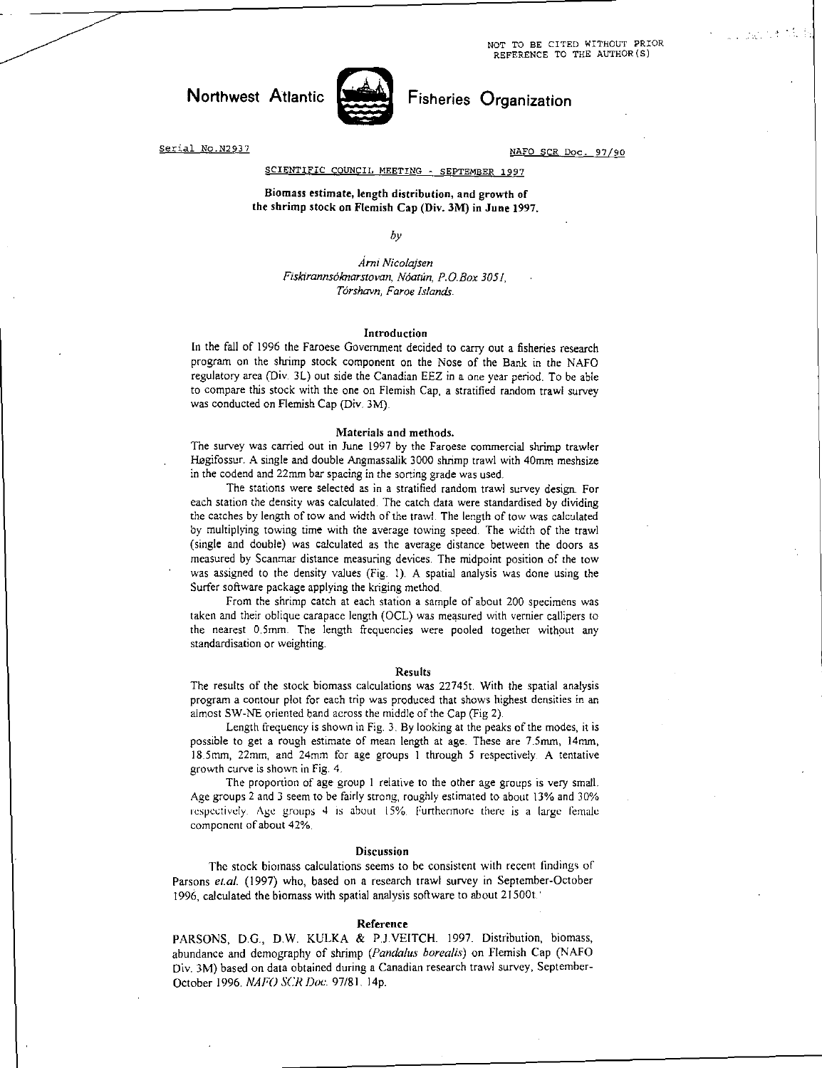NOT TO BE CITED WITHOUT PRIOR REFERENCE TO THE AUTHOR(S)

**Northwest Atlantic Fisheries Organization**

Serial No.N2937

NAFO SCR Doc. 97/90

SCIENTIFIC COUNCIL MEETING - SEPTEMBER 1997

**Biomass estimate, length distribution, and growth of the shrimp stock on Flemish Cap (Div. 3M) in June 1997.**

*by*

*Árni Nicolajsen*
*Fiskirannsóknarstovan, Nóatún, P.O.Box 3051, Tórshavn, Faroe Islands.*

## Introduction

In the fall of 1996 the Faroese Government decided to carry out a fisheries research program on the shrimp stock component on the Nose of the Bank in the NAFO regulatory area (Div. 3L) out side the Canadian EEZ in a one year period. To be able to compare this stock with the one on Flemish Cap, a stratified random trawl survey was conducted on Flemish Cap (Div. 3M).

## Materials and methods.

The survey was carried out in June 1997 by the Faroese commercial shrimp trawler Høgifossur. A single and double Angmassalik 3000 shrimp trawl with 40mm meshsize in the codend and 22mm bar spacing in the sorting grade was used.

The stations were selected as in a stratified random trawl survey design. For each station the density was calculated. The catch data were standardised by dividing the catches by length of tow and width of the trawl. The length of tow was calculated by multiplying towing time with the average towing speed. The width of the trawl (single and double) was calculated as the average distance between the doors as measured by Scanmar distance measuring devices. The midpoint position of the tow was assigned to the density values (Fig. 1). A spatial analysis was done using the Surfer software package applying the kriging method.

From the shrimp catch at each station a sample of about 200 specimens was taken and their oblique carapace length (OCL) was measured with vernier callipers to the nearest 0.5mm. The length frequencies were pooled together without any standardisation or weighting.

## Results

The results of the stock biomass calculations was 22745t. With the spatial analysis program a contour plot for each trip was produced that shows highest densities in an almost SW-NE oriented band across the middle of the Cap (Fig 2).

Length frequency is shown in Fig. 3. By looking at the peaks of the modes, it is possible to get a rough estimate of mean length at age. These are 7.5mm, 14mm, 18.5mm, 22mm, and 24mm for age groups 1 through 5 respectively. A tentative growth curve is shown in Fig. 4.

The proportion of age group 1 relative to the other age groups is very small. Age groups 2 and 3 seem to be fairly strong, roughly estimated to about 13% and 30% respectively. Age groups 4 is about 15%. Furthermore there is a large female component of about 42%.

## Discussion

The stock biomass calculations seems to be consistent with recent findings of Parsons *et.al.* (1997) who, based on a research trawl survey in September-October 1996, calculated the biomass with spatial analysis software to about 21500t.

## Reference

PARSONS, D.G., D.W. KULKA & P.J.VEITCH. 1997. Distribution, biomass, abundance and demography of shrimp (*Pandalus borealis*) on Flemish Cap (NAFO Div. 3M) based on data obtained during a Canadian research trawl survey, September-October 1996. *NAFO SCR Doc.* 97/81. 14p.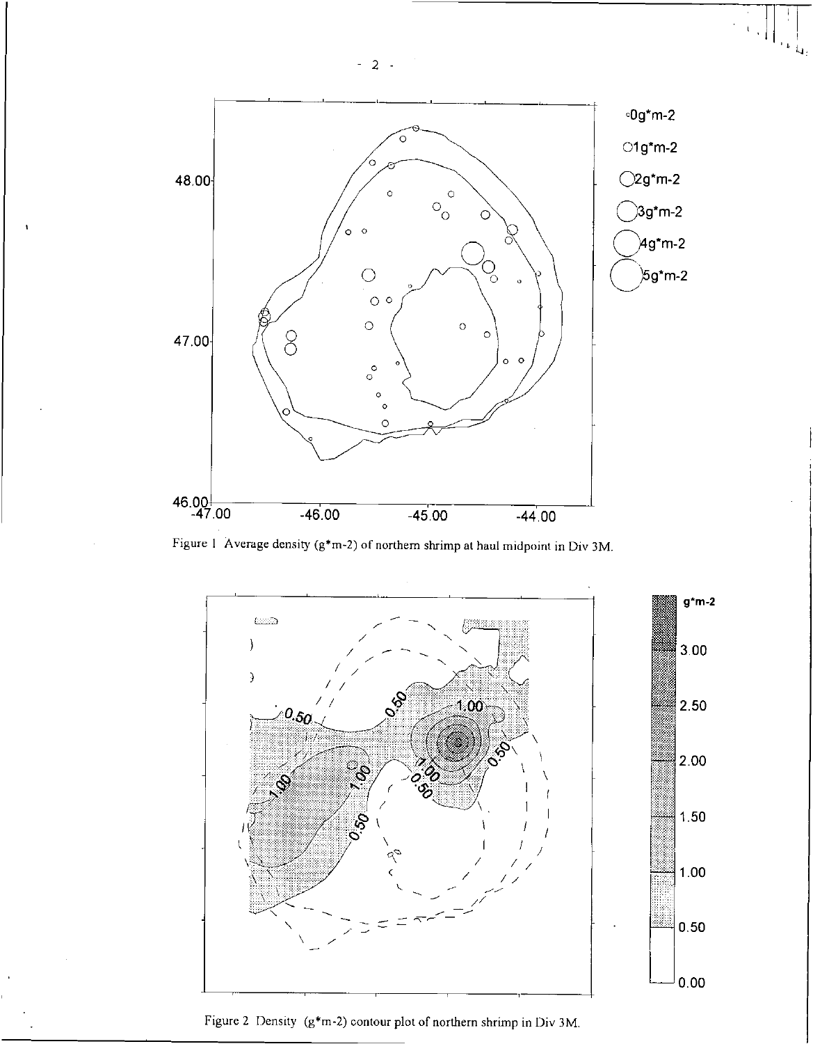48.00

47.00

46.00

-47.00

-46.00

-45.00

-44.00

0g*m-2

1g*m-2

2g*m-2

3g*m-2

4g*m-2

5g*m-2

Figure 1 Average density (g*m-2) of northern shrimp at haul midpoint in Div 3M.

0.50

1.00

0.50

1.00

1.00

0.50

0.50

1.00

0.50

0.50

g*m-2

3.00

2.50

2.00

1.50

1.00

0.50

0.00

Figure 2 Density (g*m-2) contour plot of northern shrimp in Div 3M.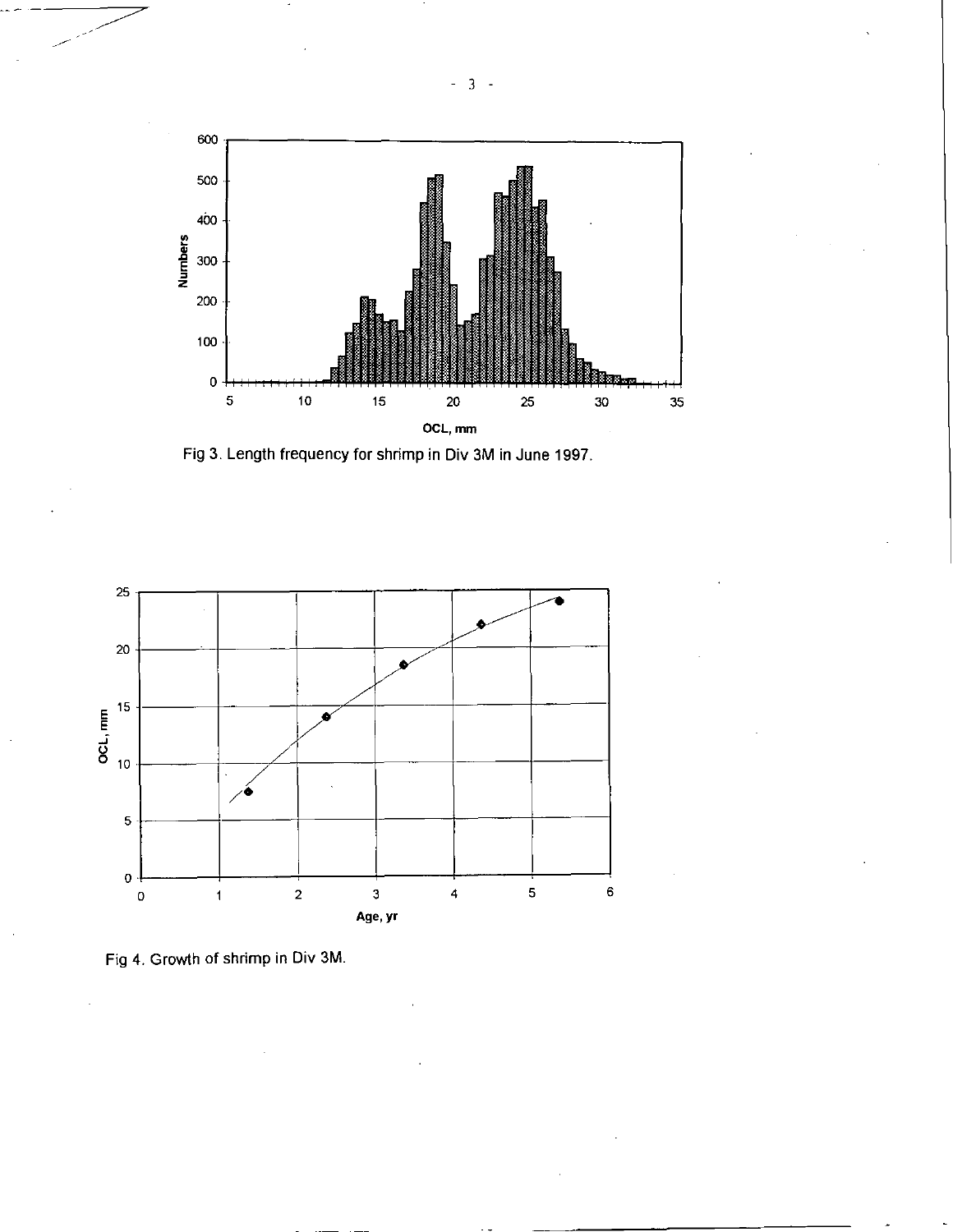600
500
400
300
200
100
0

Numbers

5 10 15 20 25 30 35

OCL, mm

Fig 3. Length frequency for shrimp in Div 3M in June 1997.

25
20
15
10
5
0

OCL, mm

0 1 2 3 4 5 6

Age, yr

Fig 4. Growth of shrimp in Div 3M.